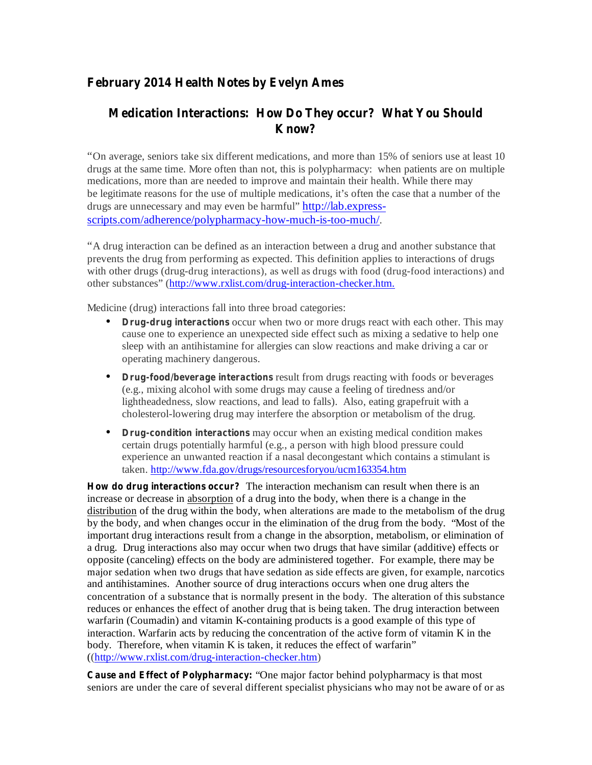## February 2014 Health Notes by Evelyn Ames

### Medication Interactions: How Do They occur? What You Should Know?

"On average, seniors take six different medications, and more than 15% of seniors use at least 10 drugs at the same time. More often than not, this is polypharmacy: when patients are on multiple medications, more than are needed to improve and maintain their health. While there may be legitimate reasons for the use of multiple medications, it's often the case that a number of the drugs are unnecessary and may even be harmful" http://lab.express-scripts.com/adherence/polypharmacy-how-much-is-too-much/.

"A drug interaction can be defined as an interaction between a drug and another substance that prevents the drug from performing as expected. This definition applies to interactions of drugs with other drugs (drug-drug interactions), as well as drugs with food (drug-food interactions) and other substances" (http://www.rxlist.com/drug-interaction-checker.htm.

Medicine (drug) interactions fall into three broad categories:

- **Drug-drug interactions** occur when two or more drugs react with each other. This may cause one to experience an unexpected side effect such as mixing a sedative to help one sleep with an antihistamine for allergies can slow reactions and make driving a car or operating machinery dangerous.
- **Drug-food/beverage interactions** result from drugs reacting with foods or beverages (e.g., mixing alcohol with some drugs may cause a feeling of tiredness and/or lightheadedness, slow reactions, and lead to falls). Also, eating grapefruit with a cholesterol-lowering drug may interfere the absorption or metabolism of the drug.
- **Drug-condition interactions** may occur when an existing medical condition makes certain drugs potentially harmful (e.g., a person with high blood pressure could experience an unwanted reaction if a nasal decongestant which contains a stimulant is taken. http://www.fda.gov/drugs/resourcesforyou/ucm163354.htm

**How do drug interactions occur?** The interaction mechanism can result when there is an increase or decrease in absorption of a drug into the body, when there is a change in the distribution of the drug within the body, when alterations are made to the metabolism of the drug by the body, and when changes occur in the elimination of the drug from the body. "Most of the important drug interactions result from a change in the absorption, metabolism, or elimination of a drug. Drug interactions also may occur when two drugs that have similar (additive) effects or opposite (canceling) effects on the body are administered together. For example, there may be major sedation when two drugs that have sedation as side effects are given, for example, narcotics and antihistamines. Another source of drug interactions occurs when one drug alters the concentration of a substance that is normally present in the body. The alteration of this substance reduces or enhances the effect of another drug that is being taken. The drug interaction between warfarin (Coumadin) and vitamin K-containing products is a good example of this type of interaction. Warfarin acts by reducing the concentration of the active form of vitamin K in the body. Therefore, when vitamin K is taken, it reduces the effect of warfarin" ((http://www.rxlist.com/drug-interaction-checker.htm)

**Cause and Effect of Polypharmacy:** "One major factor behind polypharmacy is that most seniors are under the care of several different specialist physicians who may not be aware of or as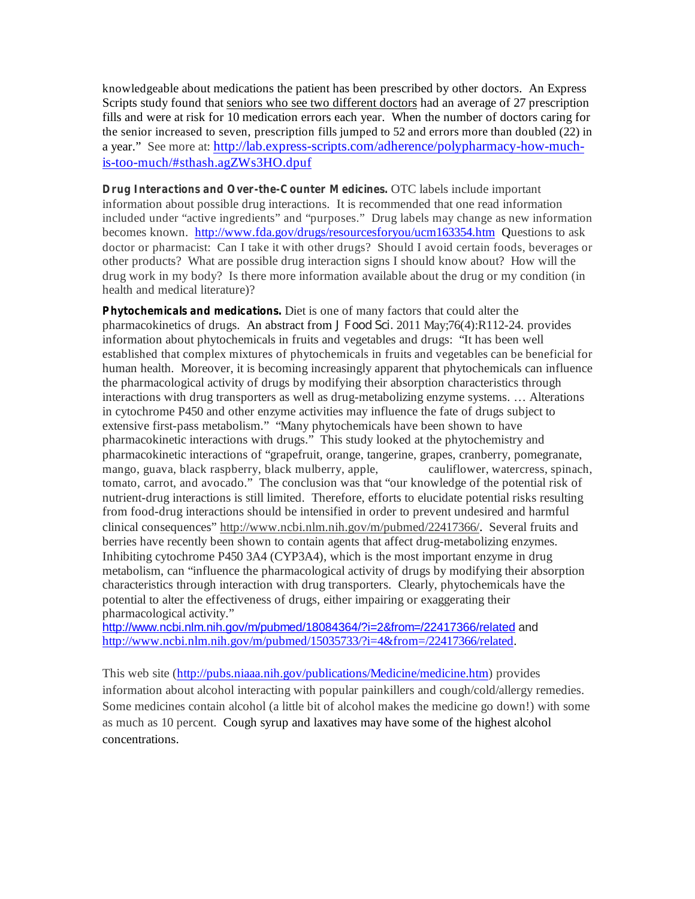knowledgeable about medications the patient has been prescribed by other doctors. An Express Scripts study found that seniors who see two different doctors had an average of 27 prescription fills and were at risk for 10 medication errors each year. When the number of doctors caring for the senior increased to seven, prescription fills jumped to 52 and errors more than doubled (22) in a year." See more at: http://lab.express-scripts.com/adherence/polypharmacy-how-much-is-too-much/#sthash.agZWs3HO.dpuf

**Drug Interactions and Over-the-Counter Medicines.** OTC labels include important information about possible drug interactions. It is recommended that one read information included under "active ingredients" and "purposes." Drug labels may change as new information becomes known. http://www.fda.gov/drugs/resourcesforyou/ucm163354.htm Questions to ask doctor or pharmacist: Can I take it with other drugs? Should I avoid certain foods, beverages or other products? What are possible drug interaction signs I should know about? How will the drug work in my body? Is there more information available about the drug or my condition (in health and medical literature)?

**Phytochemicals and medications.** Diet is one of many factors that could alter the pharmacokinetics of drugs. An abstract from J Food Sci. 2011 May;76(4):R112-24. provides information about phytochemicals in fruits and vegetables and drugs: "It has been well established that complex mixtures of phytochemicals in fruits and vegetables can be beneficial for human health. Moreover, it is becoming increasingly apparent that phytochemicals can influence the pharmacological activity of drugs by modifying their absorption characteristics through interactions with drug transporters as well as drug-metabolizing enzyme systems. … Alterations in cytochrome P450 and other enzyme activities may influence the fate of drugs subject to extensive first-pass metabolism." "Many phytochemicals have been shown to have pharmacokinetic interactions with drugs." This study looked at the phytochemistry and pharmacokinetic interactions of "grapefruit, orange, tangerine, grapes, cranberry, pomegranate, mango, guava, black raspberry, black mulberry, apple, cauliflower, watercress, spinach, tomato, carrot, and avocado." The conclusion was that "our knowledge of the potential risk of nutrient-drug interactions is still limited. Therefore, efforts to elucidate potential risks resulting from food-drug interactions should be intensified in order to prevent undesired and harmful clinical consequences" http://www.ncbi.nlm.nih.gov/m/pubmed/22417366/. Several fruits and berries have recently been shown to contain agents that affect drug-metabolizing enzymes. Inhibiting cytochrome P450 3A4 (CYP3A4), which is the most important enzyme in drug metabolism, can "influence the pharmacological activity of drugs by modifying their absorption characteristics through interaction with drug transporters. Clearly, phytochemicals have the potential to alter the effectiveness of drugs, either impairing or exaggerating their pharmacological activity."
http://www.ncbi.nlm.nih.gov/m/pubmed/18084364/?i=2&from=/22417366/related and http://www.ncbi.nlm.nih.gov/m/pubmed/15035733/?i=4&from=/22417366/related.

This web site (http://pubs.niaaa.nih.gov/publications/Medicine/medicine.htm) provides information about alcohol interacting with popular painkillers and cough/cold/allergy remedies. Some medicines contain alcohol (a little bit of alcohol makes the medicine go down!) with some as much as 10 percent. Cough syrup and laxatives may have some of the highest alcohol concentrations.